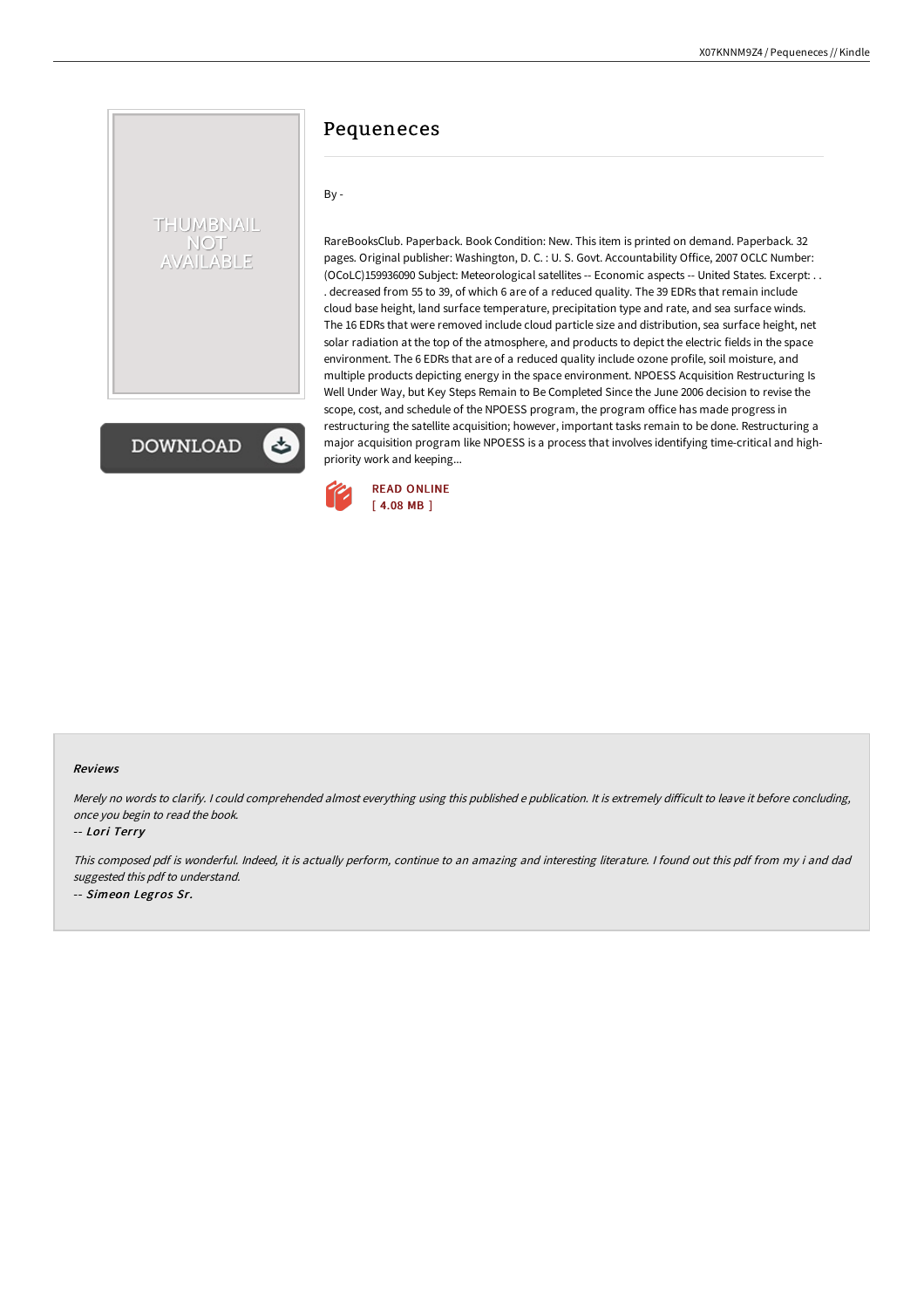# Pequeneces

By -

RareBooksClub. Paperback. Book Condition: New. This item is printed on demand. Paperback. 32 pages. Original publisher: Washington, D. C. : U. S. Govt. Accountability Office, 2007 OCLC Number: (OCoLC)159936090 Subject: Meteorological satellites -- Economic aspects -- United States. Excerpt: . . . decreased from 55 to 39, of which 6 are of a reduced quality. The 39 EDRs that remain include cloud base height, land surface temperature, precipitation type and rate, and sea surface winds. The 16 EDRs that were removed include cloud particle size and distribution, sea surface height, net solar radiation at the top of the atmosphere, and products to depict the electric fields in the space environment. The 6 EDRs that are of a reduced quality include ozone profile, soil moisture, and multiple products depicting energy in the space environment. NPOESS Acquisition Restructuring Is Well Under Way, but Key Steps Remain to Be Completed Since the June 2006 decision to revise the scope, cost, and schedule of the NPOESS program, the program office has made progress in restructuring the satellite acquisition; however, important tasks remain to be done. Restructuring a major acquisition program like NPOESS is a process that involves identifying time-critical and high-priority work and keeping...

READ ONLINE
[ 4.08 MB ]

#### Reviews

*Merely no words to clarify. I could comprehended almost everything using this published e publication. It is extremely difficult to leave it before concluding, once you begin to read the book.*

-- *Lori Terry*

*This composed pdf is wonderful. Indeed, it is actually perform, continue to an amazing and interesting literature. I found out this pdf from my i and dad suggested this pdf to understand.*

-- *Simeon Legros Sr.*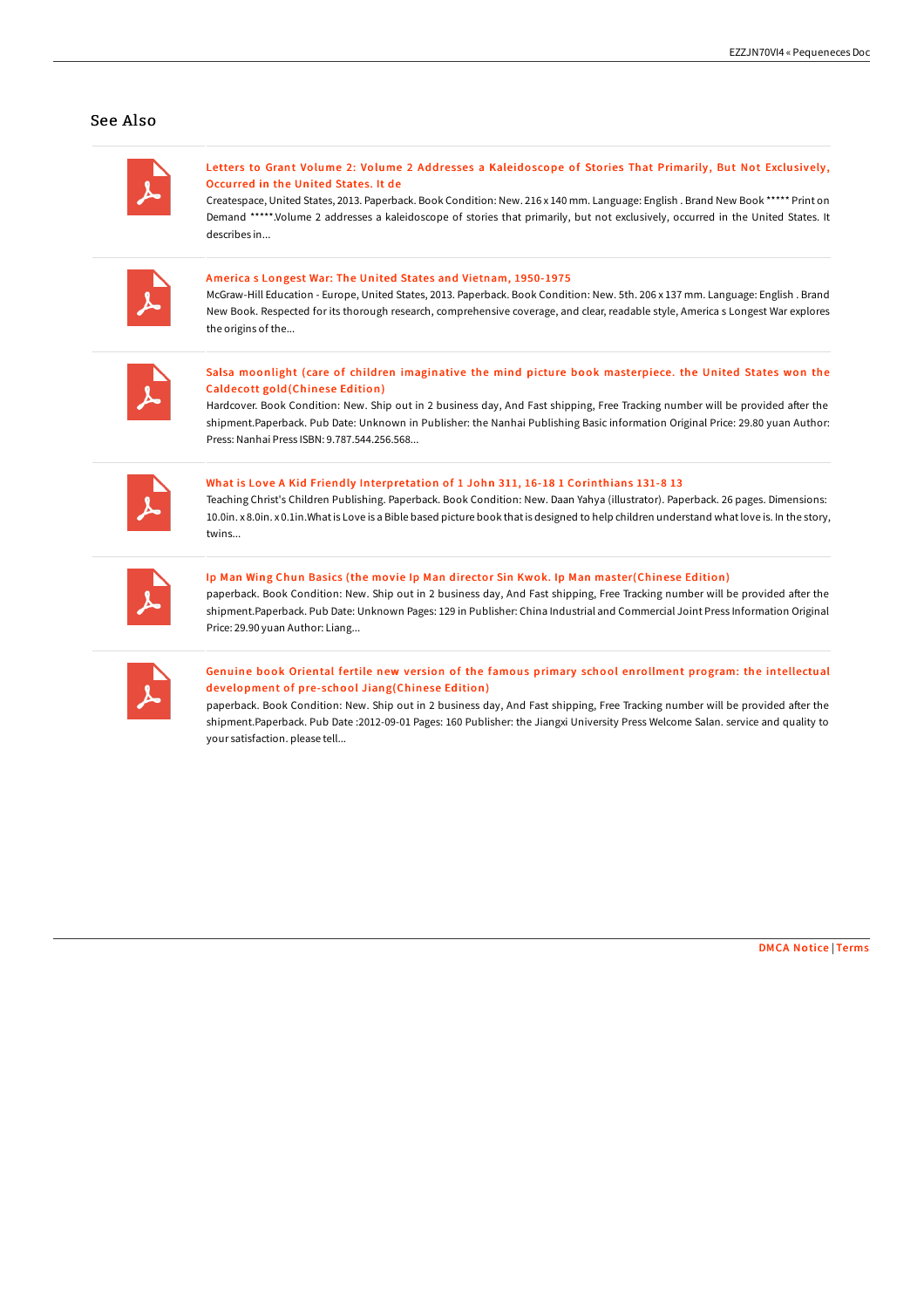## See Also

**Letters to Grant Volume 2: Volume 2 Addresses a Kaleidoscope of Stories That Primarily, But Not Exclusively, Occurred in the United States. It de**

Createspace, United States, 2013. Paperback. Book Condition: New. 216 x 140 mm. Language: English . Brand New Book ***** Print on Demand *****.Volume 2 addresses a kaleidoscope of stories that primarily, but not exclusively, occurred in the United States. It describes in...

**America s Longest War: The United States and Vietnam, 1950-1975**

McGraw-Hill Education - Europe, United States, 2013. Paperback. Book Condition: New. 5th. 206 x 137 mm. Language: English . Brand New Book. Respected for its thorough research, comprehensive coverage, and clear, readable style, America s Longest War explores the origins of the...

**Salsa moonlight (care of children imaginative the mind picture book masterpiece. the United States won the Caldecott gold(Chinese Edition)**

Hardcover. Book Condition: New. Ship out in 2 business day, And Fast shipping, Free Tracking number will be provided after the shipment.Paperback. Pub Date: Unknown in Publisher: the Nanhai Publishing Basic information Original Price: 29.80 yuan Author: Press: Nanhai Press ISBN: 9.787.544.256.568...

**What is Love A Kid Friendly Interpretation of 1 John 311, 16-18 1 Corinthians 131-8 13**

Teaching Christ's Children Publishing. Paperback. Book Condition: New. Daan Yahya (illustrator). Paperback. 26 pages. Dimensions: 10.0in. x 8.0in. x 0.1in.What is Love is a Bible based picture book that is designed to help children understand what love is. In the story, twins...

**Ip Man Wing Chun Basics (the movie Ip Man director Sin Kwok. Ip Man master(Chinese Edition)**

paperback. Book Condition: New. Ship out in 2 business day, And Fast shipping, Free Tracking number will be provided after the shipment.Paperback. Pub Date: Unknown Pages: 129 in Publisher: China Industrial and Commercial Joint Press Information Original Price: 29.90 yuan Author: Liang...

**Genuine book Oriental fertile new version of the famous primary school enrollment program: the intellectual development of pre-school Jiang(Chinese Edition)**

paperback. Book Condition: New. Ship out in 2 business day, And Fast shipping, Free Tracking number will be provided after the shipment.Paperback. Pub Date :2012-09-01 Pages: 160 Publisher: the Jiangxi University Press Welcome Salan. service and quality to your satisfaction. please tell...

DMCA Notice | Terms